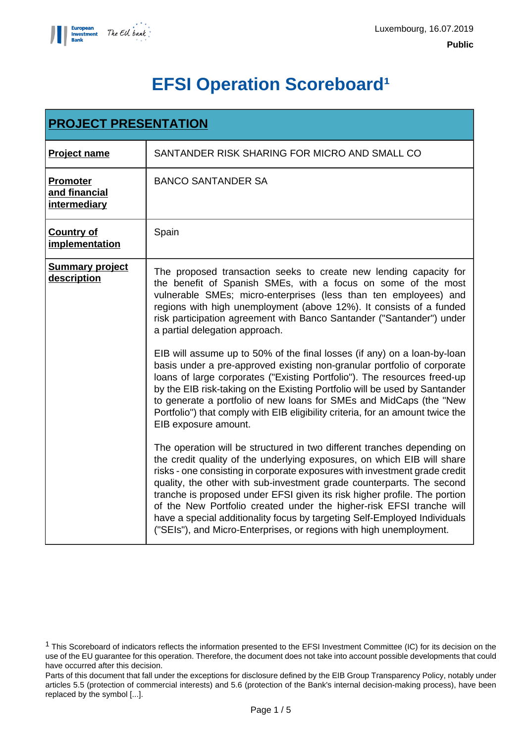Luxembourg, 16.07.2019

**Public**

# EFSI Operation Scoreboard[1]

| **PROJECT PRESENTATION** | |
|---|---|
| **Project name** | SANTANDER RISK SHARING FOR MICRO AND SMALL CO |
| **Promoter and financial intermediary** | BANCO SANTANDER SA |
| **Country of implementation** | Spain |
| **Summary project description** | The proposed transaction seeks to create new lending capacity for the benefit of Spanish SMEs, with a focus on some of the most vulnerable SMEs; micro-enterprises (less than ten employees) and regions with high unemployment (above 12%). It consists of a funded risk participation agreement with Banco Santander ("Santander") under a partial delegation approach.<br><br>EIB will assume up to 50% of the final losses (if any) on a loan-by-loan basis under a pre-approved existing non-granular portfolio of corporate loans of large corporates ("Existing Portfolio"). The resources freed-up by the EIB risk-taking on the Existing Portfolio will be used by Santander to generate a portfolio of new loans for SMEs and MidCaps (the "New Portfolio") that comply with EIB eligibility criteria, for an amount twice the EIB exposure amount.<br><br>The operation will be structured in two different tranches depending on the credit quality of the underlying exposures, on which EIB will share risks - one consisting in corporate exposures with investment grade credit quality, the other with sub-investment grade counterparts. The second tranche is proposed under EFSI given its risk higher profile. The portion of the New Portfolio created under the higher-risk EFSI tranche will have a special additionality focus by targeting Self-Employed Individuals ("SEIs"), and Micro-Enterprises, or regions with high unemployment. |

[1] This Scoreboard of indicators reflects the information presented to the EFSI Investment Committee (IC) for its decision on the use of the EU guarantee for this operation. Therefore, the document does not take into account possible developments that could have occurred after this decision.
Parts of this document that fall under the exceptions for disclosure defined by the EIB Group Transparency Policy, notably under articles 5.5 (protection of commercial interests) and 5.6 (protection of the Bank's internal decision-making process), have been replaced by the symbol [...].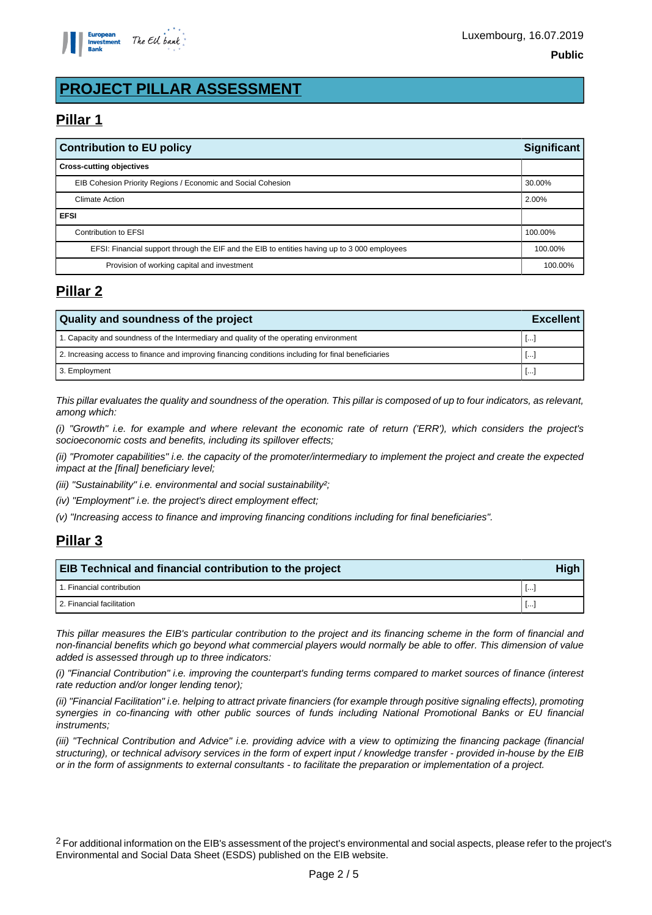Luxembourg, 16.07.2019

**Public**

# PROJECT PILLAR ASSESSMENT

## Pillar 1

| Contribution to EU policy | Significant |
|---|---|
| **Cross-cutting objectives** | |
| EIB Cohesion Priority Regions / Economic and Social Cohesion | 30.00% |
| Climate Action | 2.00% |
| **EFSI** | |
| Contribution to EFSI | 100.00% |
| EFSI: Financial support through the EIF and the EIB to entities having up to 3 000 employees | 100.00% |
| Provision of working capital and investment | 100.00% |

## Pillar 2

| Quality and soundness of the project | Excellent |
|---|---|
| 1. Capacity and soundness of the Intermediary and quality of the operating environment | [...] |
| 2. Increasing access to finance and improving financing conditions including for final beneficiaries | [...] |
| 3. Employment | [...] |

*This pillar evaluates the quality and soundness of the operation. This pillar is composed of up to four indicators, as relevant, among which:*

*(i) "Growth" i.e. for example and where relevant the economic rate of return ('ERR'), which considers the project's socioeconomic costs and benefits, including its spillover effects;*

*(ii) "Promoter capabilities" i.e. the capacity of the promoter/intermediary to implement the project and create the expected impact at the [final] beneficiary level;*

*(iii) "Sustainability" i.e. environmental and social sustainability[2];*

*(iv) "Employment" i.e. the project's direct employment effect;*

*(v) "Increasing access to finance and improving financing conditions including for final beneficiaries".*

## Pillar 3

| EIB Technical and financial contribution to the project | High |
|---|---|
| 1. Financial contribution | [...] |
| 2. Financial facilitation | [...] |

*This pillar measures the EIB's particular contribution to the project and its financing scheme in the form of financial and non-financial benefits which go beyond what commercial players would normally be able to offer. This dimension of value added is assessed through up to three indicators:*

*(i) "Financial Contribution" i.e. improving the counterpart's funding terms compared to market sources of finance (interest rate reduction and/or longer lending tenor);*

*(ii) "Financial Facilitation" i.e. helping to attract private financiers (for example through positive signaling effects), promoting synergies in co-financing with other public sources of funds including National Promotional Banks or EU financial instruments;*

*(iii) "Technical Contribution and Advice" i.e. providing advice with a view to optimizing the financing package (financial structuring), or technical advisory services in the form of expert input / knowledge transfer - provided in-house by the EIB or in the form of assignments to external consultants - to facilitate the preparation or implementation of a project.*

[2] For additional information on the EIB's assessment of the project's environmental and social aspects, please refer to the project's Environmental and Social Data Sheet (ESDS) published on the EIB website.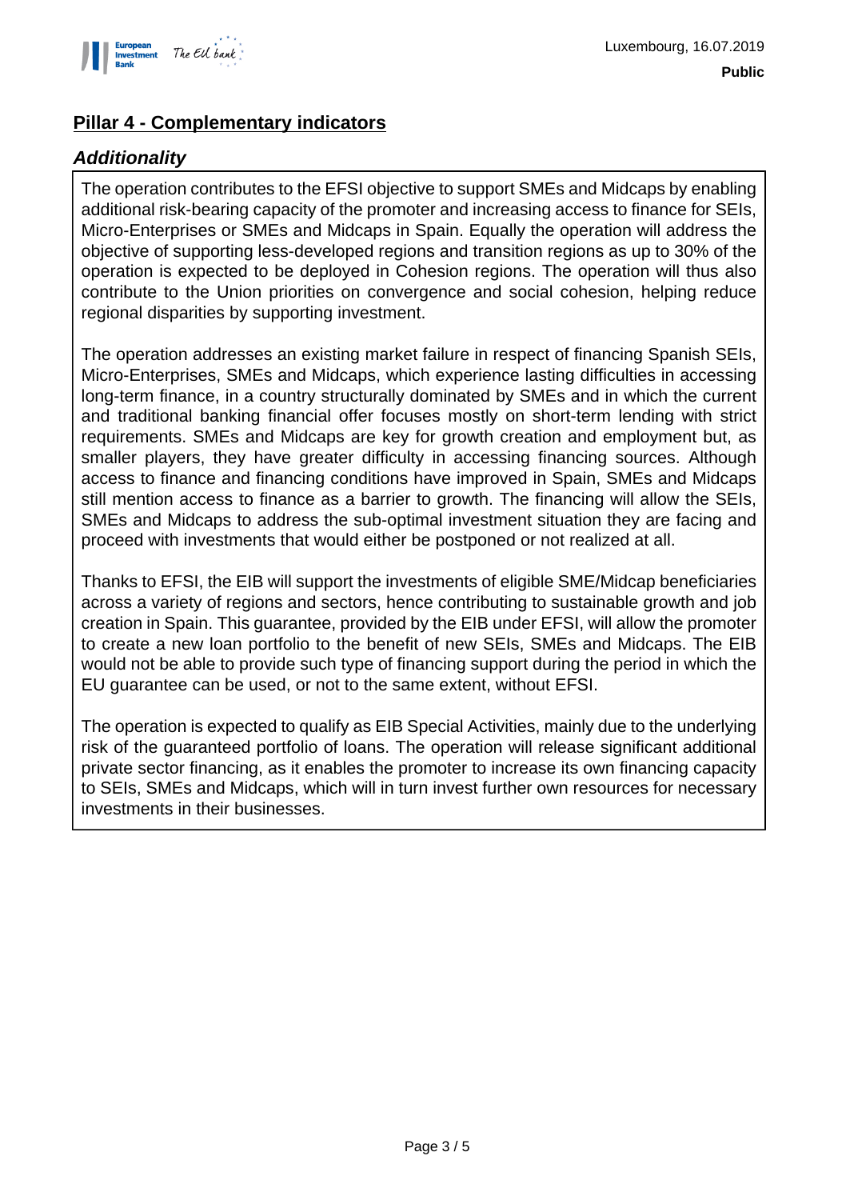## Pillar 4 - Complementary indicators

### *Additionality*

The operation contributes to the EFSI objective to support SMEs and Midcaps by enabling additional risk-bearing capacity of the promoter and increasing access to finance for SEIs, Micro-Enterprises or SMEs and Midcaps in Spain. Equally the operation will address the objective of supporting less-developed regions and transition regions as up to 30% of the operation is expected to be deployed in Cohesion regions. The operation will thus also contribute to the Union priorities on convergence and social cohesion, helping reduce regional disparities by supporting investment.

The operation addresses an existing market failure in respect of financing Spanish SEIs, Micro-Enterprises, SMEs and Midcaps, which experience lasting difficulties in accessing long-term finance, in a country structurally dominated by SMEs and in which the current and traditional banking financial offer focuses mostly on short-term lending with strict requirements. SMEs and Midcaps are key for growth creation and employment but, as smaller players, they have greater difficulty in accessing financing sources. Although access to finance and financing conditions have improved in Spain, SMEs and Midcaps still mention access to finance as a barrier to growth. The financing will allow the SEIs, SMEs and Midcaps to address the sub-optimal investment situation they are facing and proceed with investments that would either be postponed or not realized at all.

Thanks to EFSI, the EIB will support the investments of eligible SME/Midcap beneficiaries across a variety of regions and sectors, hence contributing to sustainable growth and job creation in Spain. This guarantee, provided by the EIB under EFSI, will allow the promoter to create a new loan portfolio to the benefit of new SEIs, SMEs and Midcaps. The EIB would not be able to provide such type of financing support during the period in which the EU guarantee can be used, or not to the same extent, without EFSI.

The operation is expected to qualify as EIB Special Activities, mainly due to the underlying risk of the guaranteed portfolio of loans. The operation will release significant additional private sector financing, as it enables the promoter to increase its own financing capacity to SEIs, SMEs and Midcaps, which will in turn invest further own resources for necessary investments in their businesses.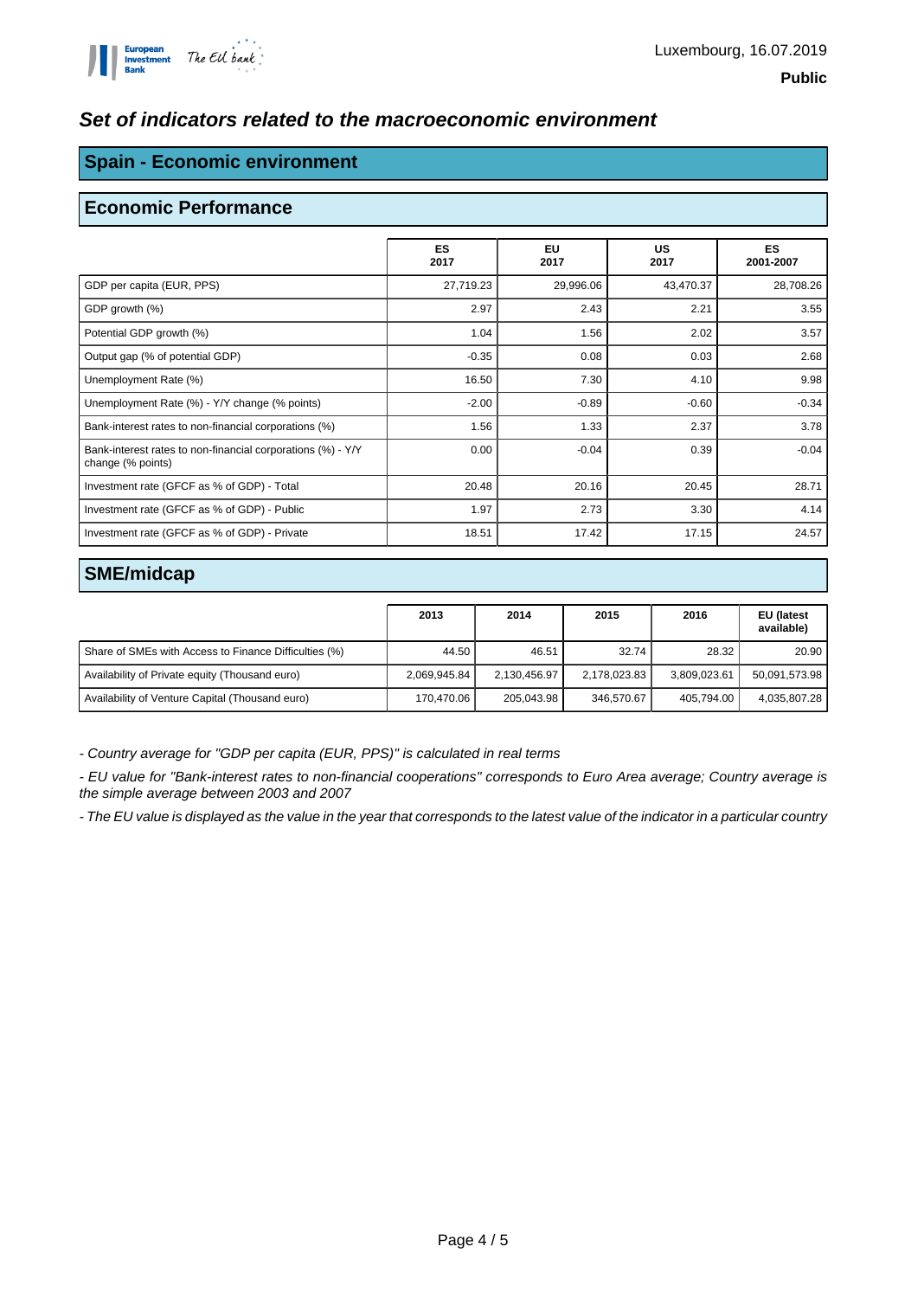Luxembourg, 16.07.2019

**Public**

# *Set of indicators related to the macroeconomic environment*

## Spain - Economic environment

### Economic Performance

| | ES 2017 | EU 2017 | US 2017 | ES 2001-2007 |
|---|---|---|---|---|
| GDP per capita (EUR, PPS) | 27,719.23 | 29,996.06 | 43,470.37 | 28,708.26 |
| GDP growth (%) | 2.97 | 2.43 | 2.21 | 3.55 |
| Potential GDP growth (%) | 1.04 | 1.56 | 2.02 | 3.57 |
| Output gap (% of potential GDP) | -0.35 | 0.08 | 0.03 | 2.68 |
| Unemployment Rate (%) | 16.50 | 7.30 | 4.10 | 9.98 |
| Unemployment Rate (%) - Y/Y change (% points) | -2.00 | -0.89 | -0.60 | -0.34 |
| Bank-interest rates to non-financial corporations (%) | 1.56 | 1.33 | 2.37 | 3.78 |
| Bank-interest rates to non-financial corporations (%) - Y/Y change (% points) | 0.00 | -0.04 | 0.39 | -0.04 |
| Investment rate (GFCF as % of GDP) - Total | 20.48 | 20.16 | 20.45 | 28.71 |
| Investment rate (GFCF as % of GDP) - Public | 1.97 | 2.73 | 3.30 | 4.14 |
| Investment rate (GFCF as % of GDP) - Private | 18.51 | 17.42 | 17.15 | 24.57 |

### SME/midcap

| | 2013 | 2014 | 2015 | 2016 | EU (latest available) |
|---|---|---|---|---|---|
| Share of SMEs with Access to Finance Difficulties (%) | 44.50 | 46.51 | 32.74 | 28.32 | 20.90 |
| Availability of Private equity (Thousand euro) | 2,069,945.84 | 2,130,456.97 | 2,178,023.83 | 3,809,023.61 | 50,091,573.98 |
| Availability of Venture Capital (Thousand euro) | 170,470.06 | 205,043.98 | 346,570.67 | 405,794.00 | 4,035,807.28 |

*- Country average for "GDP per capita (EUR, PPS)" is calculated in real terms*

*- EU value for "Bank-interest rates to non-financial cooperations" corresponds to Euro Area average; Country average is the simple average between 2003 and 2007*

*- The EU value is displayed as the value in the year that corresponds to the latest value of the indicator in a particular country*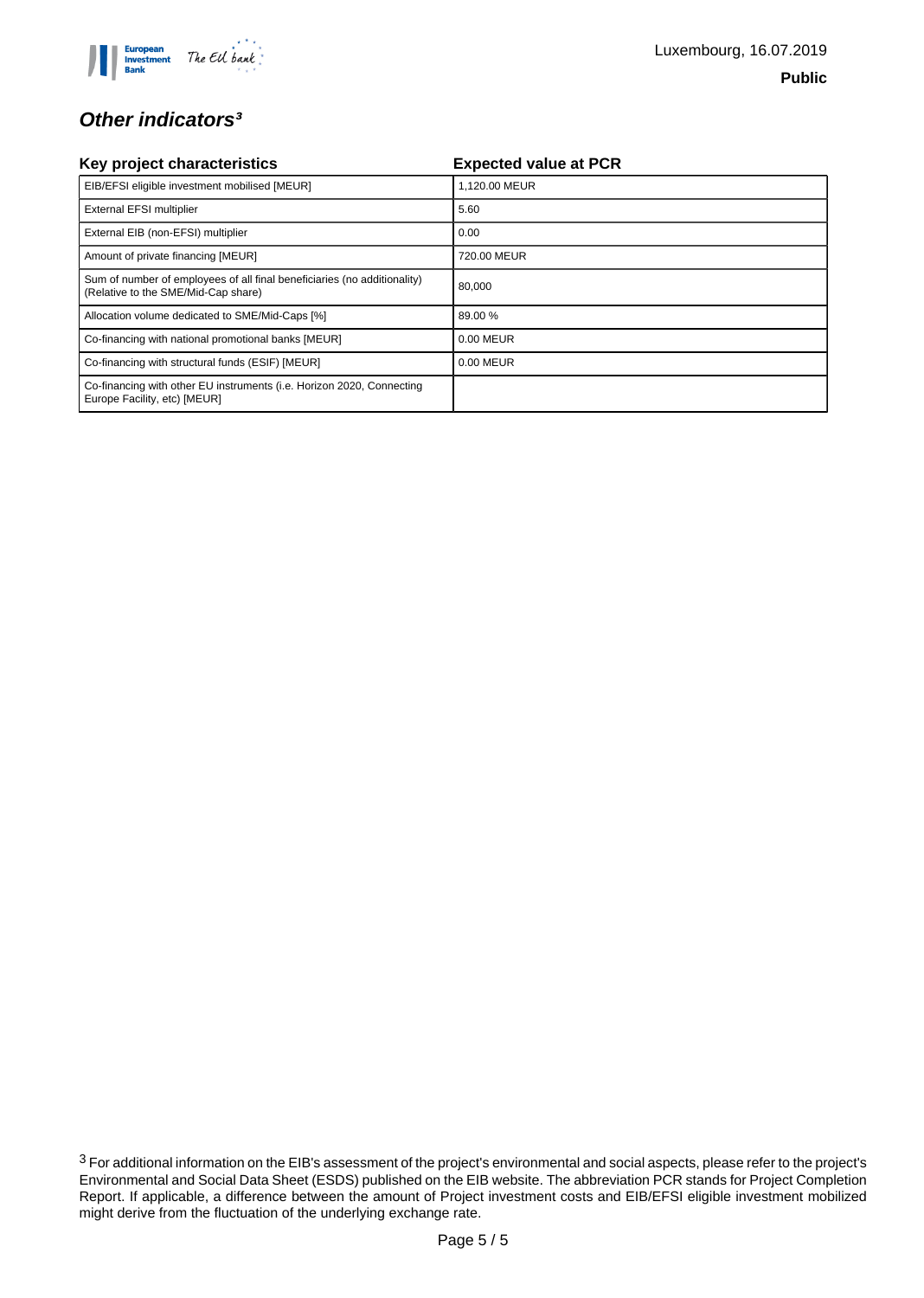## *Other indicators*[3]

| Key project characteristics | Expected value at PCR |
|---|---|
| EIB/EFSI eligible investment mobilised [MEUR] | 1,120.00 MEUR |
| External EFSI multiplier | 5.60 |
| External EIB (non-EFSI) multiplier | 0.00 |
| Amount of private financing [MEUR] | 720.00 MEUR |
| Sum of number of employees of all final beneficiaries (no additionality) (Relative to the SME/Mid-Cap share) | 80,000 |
| Allocation volume dedicated to SME/Mid-Caps [%] | 89.00 % |
| Co-financing with national promotional banks [MEUR] | 0.00 MEUR |
| Co-financing with structural funds (ESIF) [MEUR] | 0.00 MEUR |
| Co-financing with other EU instruments (i.e. Horizon 2020, Connecting Europe Facility, etc) [MEUR] | |

[3] For additional information on the EIB's assessment of the project's environmental and social aspects, please refer to the project's Environmental and Social Data Sheet (ESDS) published on the EIB website. The abbreviation PCR stands for Project Completion Report. If applicable, a difference between the amount of Project investment costs and EIB/EFSI eligible investment mobilized might derive from the fluctuation of the underlying exchange rate.